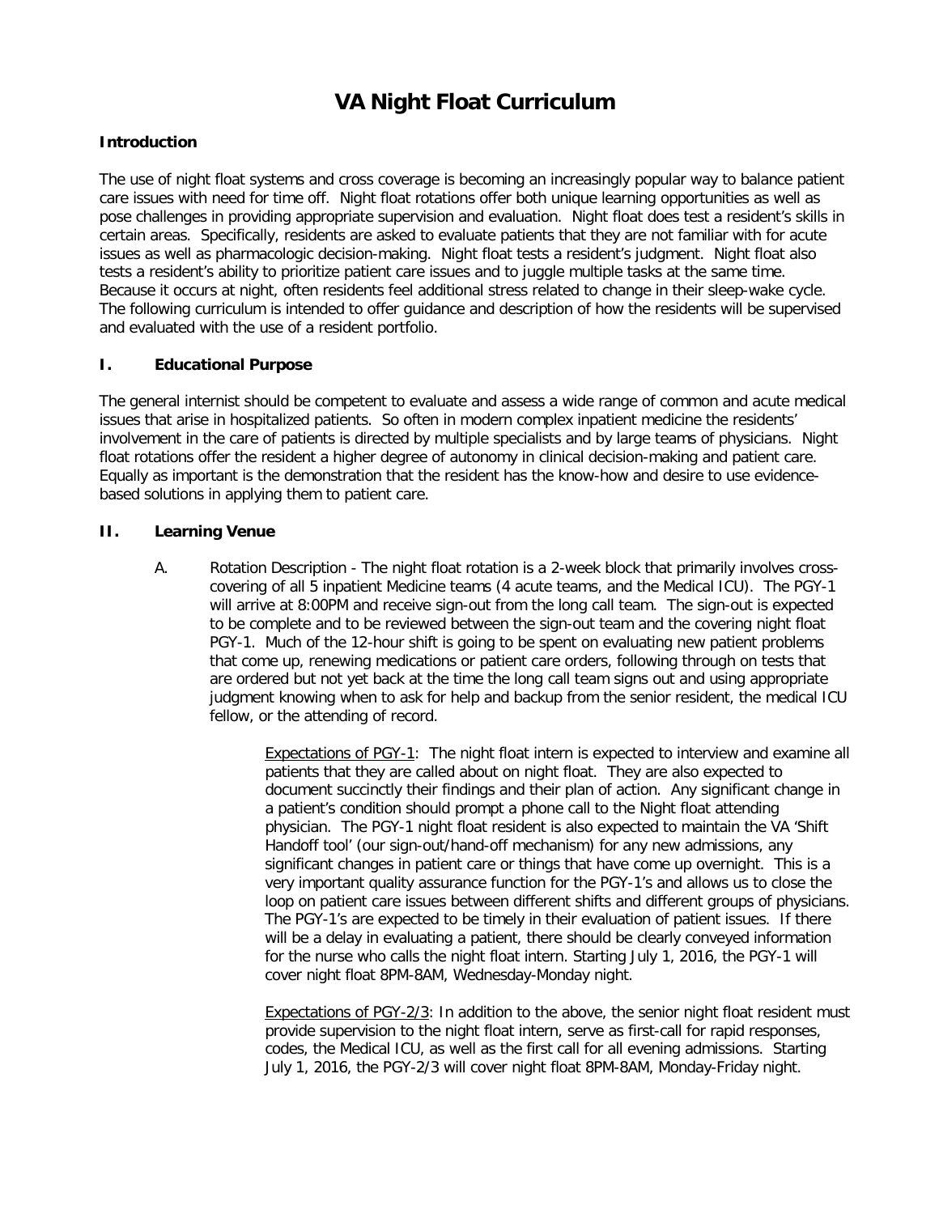# VA Night Float Curriculum

### Introduction

The use of night float systems and cross coverage is becoming an increasingly popular way to balance patient care issues with need for time off. Night float rotations offer both unique learning opportunities as well as pose challenges in providing appropriate supervision and evaluation. Night float does test a resident's skills in certain areas. Specifically, residents are asked to evaluate patients that they are not familiar with for acute issues as well as pharmacologic decision-making. Night float tests a resident's judgment. Night float also tests a resident's ability to prioritize patient care issues and to juggle multiple tasks at the same time. Because it occurs at night, often residents feel additional stress related to change in their sleep-wake cycle. The following curriculum is intended to offer guidance and description of how the residents will be supervised and evaluated with the use of a resident portfolio.

### I. Educational Purpose

The general internist should be competent to evaluate and assess a wide range of common and acute medical issues that arise in hospitalized patients. So often in modern complex inpatient medicine the residents' involvement in the care of patients is directed by multiple specialists and by large teams of physicians. Night float rotations offer the resident a higher degree of autonomy in clinical decision-making and patient care. Equally as important is the demonstration that the resident has the know-how and desire to use evidence-based solutions in applying them to patient care.

### II. Learning Venue

A. Rotation Description - The night float rotation is a 2-week block that primarily involves cross-covering of all 5 inpatient Medicine teams (4 acute teams, and the Medical ICU). The PGY-1 will arrive at 8:00PM and receive sign-out from the long call team. The sign-out is expected to be complete and to be reviewed between the sign-out team and the covering night float PGY-1. Much of the 12-hour shift is going to be spent on evaluating new patient problems that come up, renewing medications or patient care orders, following through on tests that are ordered but not yet back at the time the long call team signs out and using appropriate judgment knowing when to ask for help and backup from the senior resident, the medical ICU fellow, or the attending of record.

<u>Expectations of PGY-1</u>: The night float intern is expected to interview and examine all patients that they are called about on night float. They are also expected to document succinctly their findings and their plan of action. Any significant change in a patient's condition should prompt a phone call to the Night float attending physician. The PGY-1 night float resident is also expected to maintain the VA 'Shift Handoff tool' (our sign-out/hand-off mechanism) for any new admissions, any significant changes in patient care or things that have come up overnight. This is a very important quality assurance function for the PGY-1's and allows us to close the loop on patient care issues between different shifts and different groups of physicians. The PGY-1's are expected to be timely in their evaluation of patient issues. If there will be a delay in evaluating a patient, there should be clearly conveyed information for the nurse who calls the night float intern. Starting July 1, 2016, the PGY-1 will cover night float 8PM-8AM, Wednesday-Monday night.

<u>Expectations of PGY-2/3</u>: In addition to the above, the senior night float resident must provide supervision to the night float intern, serve as first-call for rapid responses, codes, the Medical ICU, as well as the first call for all evening admissions. Starting July 1, 2016, the PGY-2/3 will cover night float 8PM-8AM, Monday-Friday night.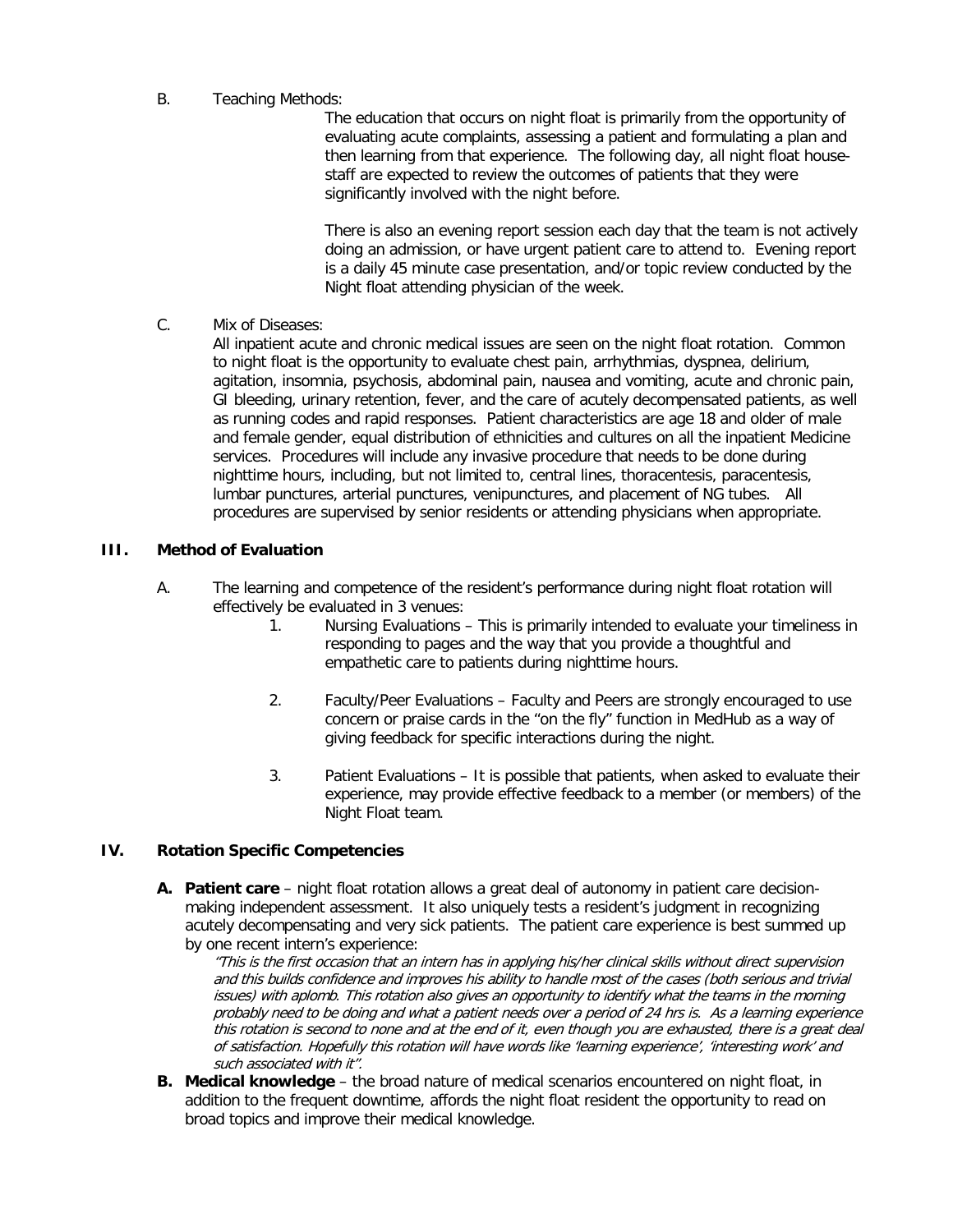B. Teaching Methods:

The education that occurs on night float is primarily from the opportunity of evaluating acute complaints, assessing a patient and formulating a plan and then learning from that experience. The following day, all night float house-staff are expected to review the outcomes of patients that they were significantly involved with the night before.

There is also an evening report session each day that the team is not actively doing an admission, or have urgent patient care to attend to. Evening report is a daily 45 minute case presentation, and/or topic review conducted by the Night float attending physician of the week.

C. Mix of Diseases:

All inpatient acute and chronic medical issues are seen on the night float rotation. Common to night float is the opportunity to evaluate chest pain, arrhythmias, dyspnea, delirium, agitation, insomnia, psychosis, abdominal pain, nausea and vomiting, acute and chronic pain, GI bleeding, urinary retention, fever, and the care of acutely decompensated patients, as well as running codes and rapid responses. Patient characteristics are age 18 and older of male and female gender, equal distribution of ethnicities and cultures on all the inpatient Medicine services. Procedures will include any invasive procedure that needs to be done during nighttime hours, including, but not limited to, central lines, thoracentesis, paracentesis, lumbar punctures, arterial punctures, venipunctures, and placement of NG tubes. All procedures are supervised by senior residents or attending physicians when appropriate.

## III. Method of Evaluation

A. The learning and competence of the resident's performance during night float rotation will effectively be evaluated in 3 venues:

1. Nursing Evaluations – This is primarily intended to evaluate your timeliness in responding to pages and the way that you provide a thoughtful and empathetic care to patients during nighttime hours.

2. Faculty/Peer Evaluations – Faculty and Peers are strongly encouraged to use concern or praise cards in the "on the fly" function in MedHub as a way of giving feedback for specific interactions during the night.

3. Patient Evaluations – It is possible that patients, when asked to evaluate their experience, may provide effective feedback to a member (or members) of the Night Float team.

## IV. Rotation Specific Competencies

**A. Patient care** – night float rotation allows a great deal of autonomy in patient care decision-making independent assessment. It also uniquely tests a resident's judgment in recognizing acutely decompensating and very sick patients. The patient care experience is best summed up by one recent intern's experience:

*"This is the first occasion that an intern has in applying his/her clinical skills without direct supervision and this builds confidence and improves his ability to handle most of the cases (both serious and trivial issues) with aplomb. This rotation also gives an opportunity to identify what the teams in the morning probably need to be doing and what a patient needs over a period of 24 hrs is. As a learning experience this rotation is second to none and at the end of it, even though you are exhausted, there is a great deal of satisfaction. Hopefully this rotation will have words like 'learning experience', 'interesting work' and such associated with it".*

**B. Medical knowledge** – the broad nature of medical scenarios encountered on night float, in addition to the frequent downtime, affords the night float resident the opportunity to read on broad topics and improve their medical knowledge.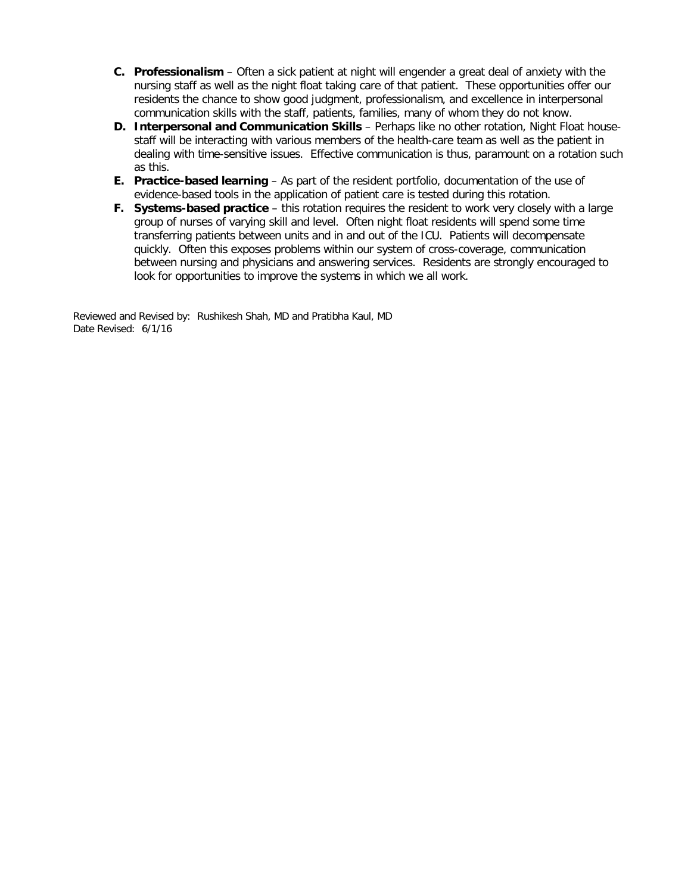C. **Professionalism** – Often a sick patient at night will engender a great deal of anxiety with the nursing staff as well as the night float taking care of that patient. These opportunities offer our residents the chance to show good judgment, professionalism, and excellence in interpersonal communication skills with the staff, patients, families, many of whom they do not know.

D. **Interpersonal and Communication Skills** – Perhaps like no other rotation, Night Float house-staff will be interacting with various members of the health-care team as well as the patient in dealing with time-sensitive issues. Effective communication is thus, paramount on a rotation such as this.

E. **Practice-based learning** – As part of the resident portfolio, documentation of the use of evidence-based tools in the application of patient care is tested during this rotation.

F. **Systems-based practice** – this rotation requires the resident to work very closely with a large group of nurses of varying skill and level. Often night float residents will spend some time transferring patients between units and in and out of the ICU. Patients will decompensate quickly. Often this exposes problems within our system of cross-coverage, communication between nursing and physicians and answering services. Residents are strongly encouraged to look for opportunities to improve the systems in which we all work.

Reviewed and Revised by: Rushikesh Shah, MD and Pratibha Kaul, MD
Date Revised: 6/1/16